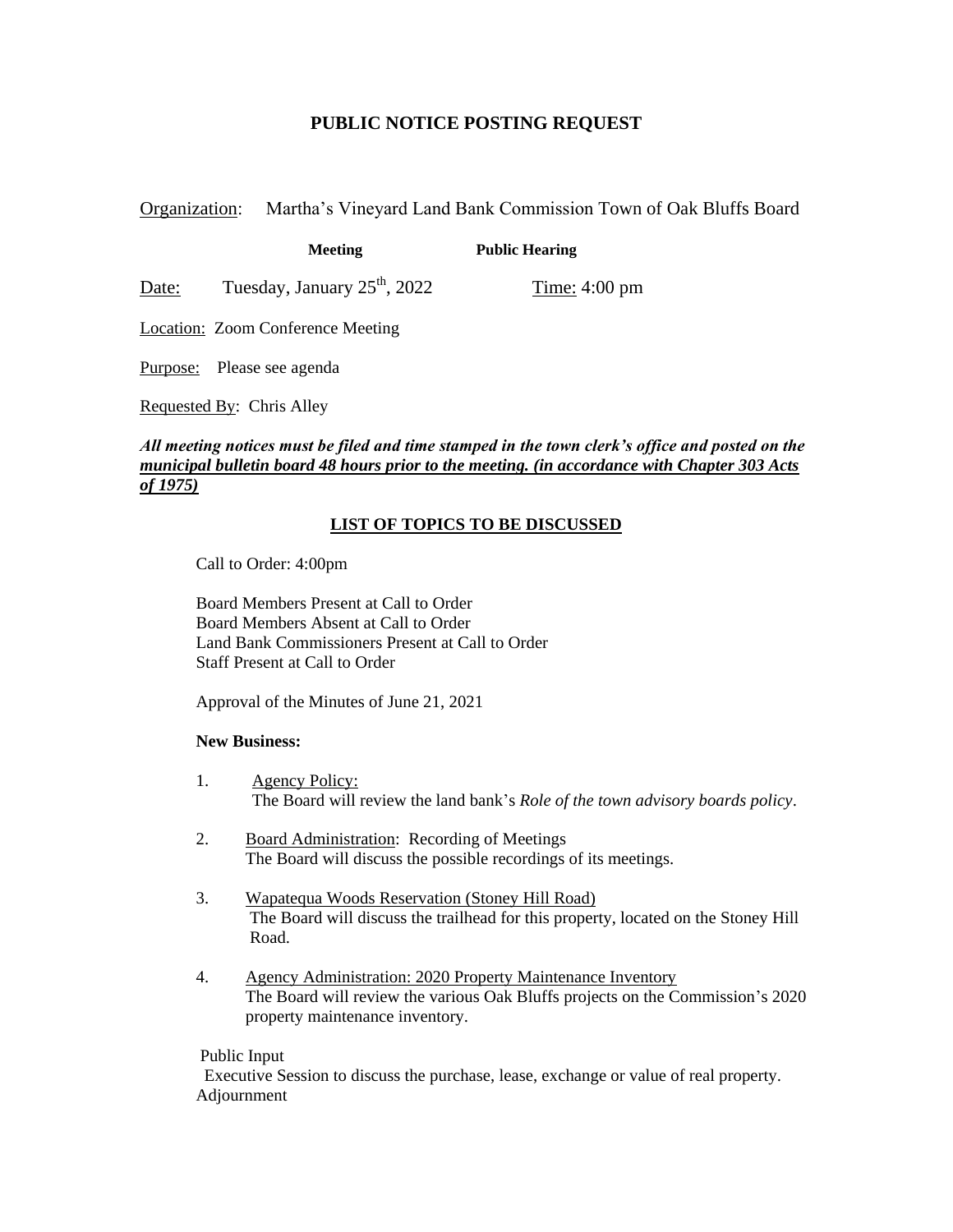# PUBLIC NOTICE POSTING REQUEST

Organization: Martha's Vineyard Land Bank Commission Town of Oak Bluffs Board

**Meeting** **Public Hearing**

Date: Tuesday, January 25th, 2022 Time: 4:00 pm

Location: Zoom Conference Meeting

Purpose: Please see agenda

Requested By: Chris Alley

***All meeting notices must be filed and time stamped in the town clerk's office and posted on the municipal bulletin board 48 hours prior to the meeting. (in accordance with Chapter 303 Acts of 1975)***

## LIST OF TOPICS TO BE DISCUSSED

Call to Order: 4:00pm

Board Members Present at Call to Order
Board Members Absent at Call to Order
Land Bank Commissioners Present at Call to Order
Staff Present at Call to Order

Approval of the Minutes of June 21, 2021

**New Business:**

1. Agency Policy:
   The Board will review the land bank's *Role of the town advisory boards policy*.

2. Board Administration: Recording of Meetings
   The Board will discuss the possible recordings of its meetings.

3. Wapatequa Woods Reservation (Stoney Hill Road)
   The Board will discuss the trailhead for this property, located on the Stoney Hill Road.

4. Agency Administration: 2020 Property Maintenance Inventory
   The Board will review the various Oak Bluffs projects on the Commission's 2020 property maintenance inventory.

Public Input
Executive Session to discuss the purchase, lease, exchange or value of real property.
Adjournment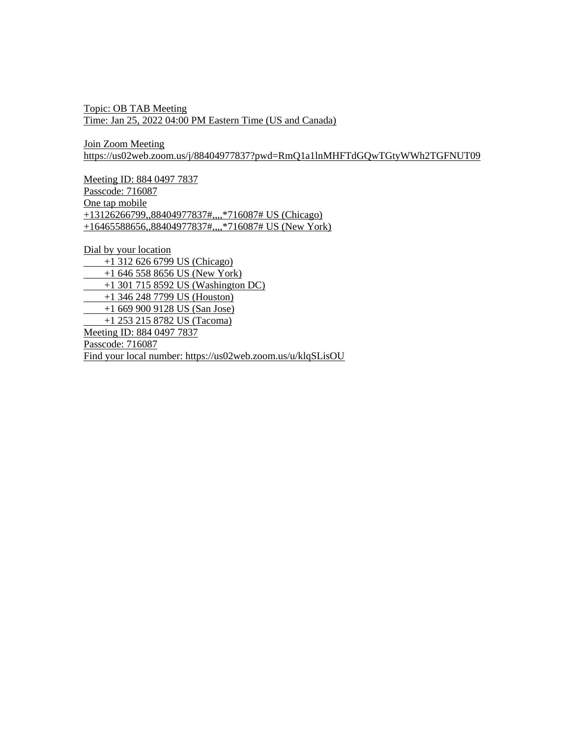Topic: OB TAB Meeting
Time: Jan 25, 2022 04:00 PM Eastern Time (US and Canada)

Join Zoom Meeting
https://us02web.zoom.us/j/88404977837?pwd=RmQ1a1lnMHFTdGQwTGtyWWh2TGFNUT09

Meeting ID: 884 0497 7837
Passcode: 716087
One tap mobile
+13126266799,,88404977837#,,,,*716087# US (Chicago)
+16465588656,,88404977837#,,,,*716087# US (New York)

Dial by your location
+1 312 626 6799 US (Chicago)
+1 646 558 8656 US (New York)
+1 301 715 8592 US (Washington DC)
+1 346 248 7799 US (Houston)
+1 669 900 9128 US (San Jose)
+1 253 215 8782 US (Tacoma)
Meeting ID: 884 0497 7837
Passcode: 716087
Find your local number: https://us02web.zoom.us/u/klqSLisOU